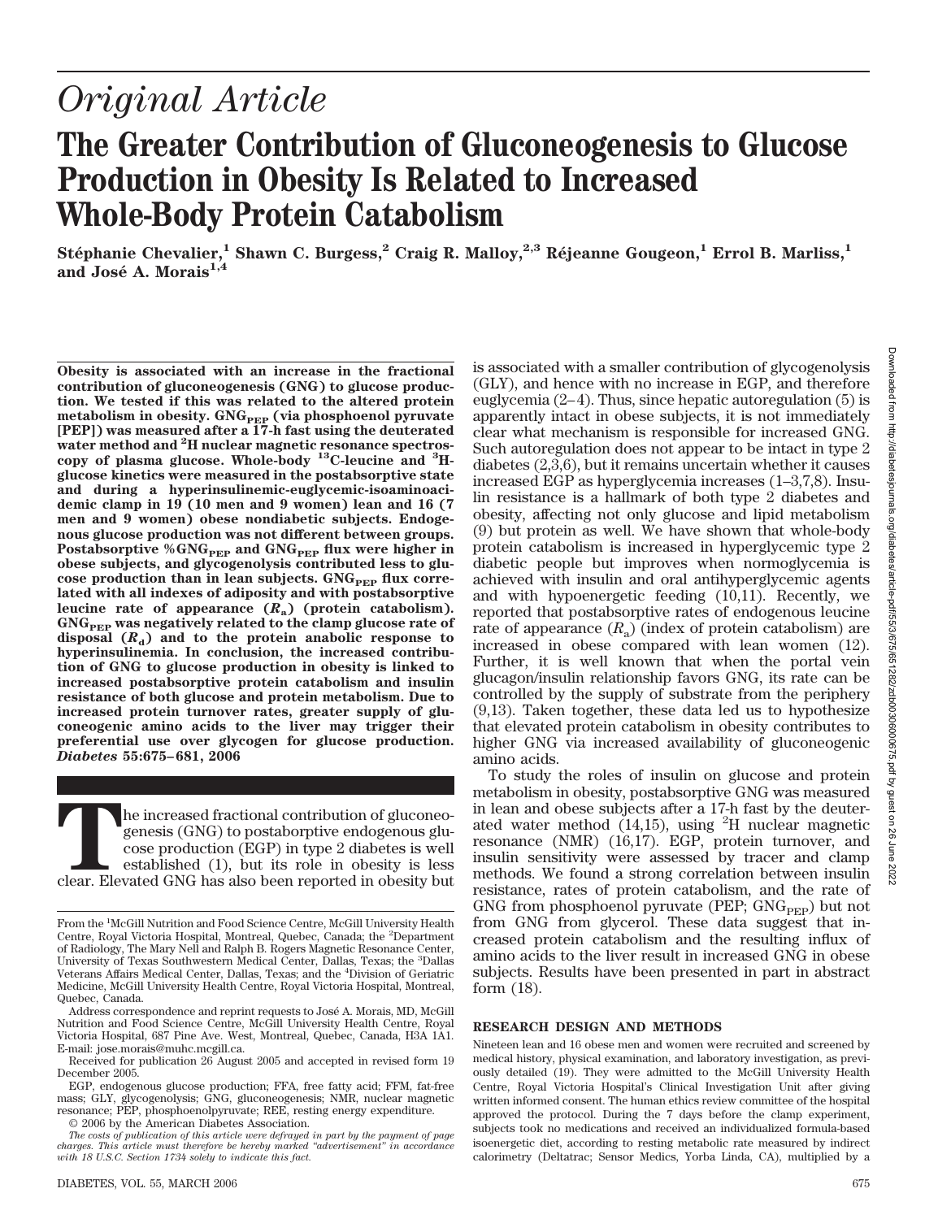# *Original Article*

# The Greater Contribution of Gluconeogenesis to Glucose Production in Obesity Is Related to Increased Whole-Body Protein Catabolism

**Stéphanie Chevalier,[1] Shawn C. Burgess,[2] Craig R. Malloy,[2,3] Réjeanne Gougeon,[1] Errol B. Marliss,[1] and José A. Morais[1,4]**

**Obesity is associated with an increase in the fractional contribution of gluconeogenesis (GNG) to glucose production. We tested if this was related to the altered protein metabolism in obesity. $GNG_{PEP}$ (via phosphoenol pyruvate [PEP]) was measured after a 17-h fast using the deuterated water method and $^2$H nuclear magnetic resonance spectroscopy of plasma glucose. Whole-body $^{13}$C-leucine and $^3$H-glucose kinetics were measured in the postabsorptive state and during a hyperinsulinemic-euglycemic-isoaminoacidemic clamp in 19 (10 men and 9 women) lean and 16 (7 men and 9 women) obese nondiabetic subjects. Endogenous glucose production was not different between groups. Postabsorptive $\%GNG_{PEP}$ and $GNG_{PEP}$ flux were higher in obese subjects, and glycogenolysis contributed less to glucose production than in lean subjects. $GNG_{PEP}$ flux correlated with all indexes of adiposity and with postabsorptive leucine rate of appearance ($R_a$) (protein catabolism). $GNG_{PEP}$ was negatively related to the clamp glucose rate of disposal ($R_d$) and to the protein anabolic response to hyperinsulinemia. In conclusion, the increased contribution of GNG to glucose production in obesity is linked to increased postabsorptive protein catabolism and insulin resistance of both glucose and protein metabolism. Due to increased protein turnover rates, greater supply of gluconeogenic amino acids to the liver may trigger their preferential use over glycogen for glucose production.** ***Diabetes* 55:675–681, 2006**

The increased fractional contribution of gluconeogenesis (GNG) to postaborptive endogenous glucose production (EGP) in type 2 diabetes is well established (1), but its role in obesity is less clear. Elevated GNG has also been reported in obesity but is associated with a smaller contribution of glycogenolysis (GLY), and hence with no increase in EGP, and therefore euglycemia (2–4). Thus, since hepatic autoregulation (5) is apparently intact in obese subjects, it is not immediately clear what mechanism is responsible for increased GNG. Such autoregulation does not appear to be intact in type 2 diabetes (2,3,6), but it remains uncertain whether it causes increased EGP as hyperglycemia increases (1–3,7,8). Insulin resistance is a hallmark of both type 2 diabetes and obesity, affecting not only glucose and lipid metabolism (9) but protein as well. We have shown that whole-body protein catabolism is increased in hyperglycemic type 2 diabetic people but improves when normoglycemia is achieved with insulin and oral antihyperglycemic agents and with hypoenergetic feeding (10,11). Recently, we reported that postabsorptive rates of endogenous leucine rate of appearance ($R_a$) (index of protein catabolism) are increased in obese compared with lean women (12). Further, it is well known that when the portal vein glucagon/insulin relationship favors GNG, its rate can be controlled by the supply of substrate from the periphery (9,13). Taken together, these data led us to hypothesize that elevated protein catabolism in obesity contributes to higher GNG via increased availability of gluconeogenic amino acids.

To study the roles of insulin on glucose and protein metabolism in obesity, postabsorptive GNG was measured in lean and obese subjects after a 17-h fast by the deuterated water method (14,15), using $^2$H nuclear magnetic resonance (NMR) (16,17). EGP, protein turnover, and insulin sensitivity were assessed by tracer and clamp methods. We found a strong correlation between insulin resistance, rates of protein catabolism, and the rate of GNG from phosphoenol pyruvate (PEP; $GNG_{PEP}$) but not from GNG from glycerol. These data suggest that increased protein catabolism and the resulting influx of amino acids to the liver result in increased GNG in obese subjects. Results have been presented in part in abstract form (18).

From the [1]McGill Nutrition and Food Science Centre, McGill University Health Centre, Royal Victoria Hospital, Montreal, Quebec, Canada; the [2]Department of Radiology, The Mary Nell and Ralph B. Rogers Magnetic Resonance Center, University of Texas Southwestern Medical Center, Dallas, Texas; the [3]Dallas Veterans Affairs Medical Center, Dallas, Texas; and the [4]Division of Geriatric Medicine, McGill University Health Centre, Royal Victoria Hospital, Montreal, Quebec, Canada.

Address correspondence and reprint requests to José A. Morais, MD, McGill Nutrition and Food Science Centre, McGill University Health Centre, Royal Victoria Hospital, 687 Pine Ave. West, Montreal, Quebec, Canada, H3A 1A1. E-mail: jose.morais@muhc.mcgill.ca.

Received for publication 26 August 2005 and accepted in revised form 19 December 2005.

EGP, endogenous glucose production; FFA, free fatty acid; FFM, fat-free mass; GLY, glycogenolysis; GNG, gluconeogenesis; NMR, nuclear magnetic resonance; PEP, phosphoenolpyruvate; REE, resting energy expenditure.

© 2006 by the American Diabetes Association.

*The costs of publication of this article were defrayed in part by the payment of page charges. This article must therefore be hereby marked "advertisement" in accordance with 18 U.S.C. Section 1734 solely to indicate this fact.*

## RESEARCH DESIGN AND METHODS

Nineteen lean and 16 obese men and women were recruited and screened by medical history, physical examination, and laboratory investigation, as previously detailed (19). They were admitted to the McGill University Health Centre, Royal Victoria Hospital's Clinical Investigation Unit after giving written informed consent. The human ethics review committee of the hospital approved the protocol. During the 7 days before the clamp experiment, subjects took no medications and received an individualized formula-based isoenergetic diet, according to resting metabolic rate measured by indirect calorimetry (Deltatrac; Sensor Medics, Yorba Linda, CA), multiplied by a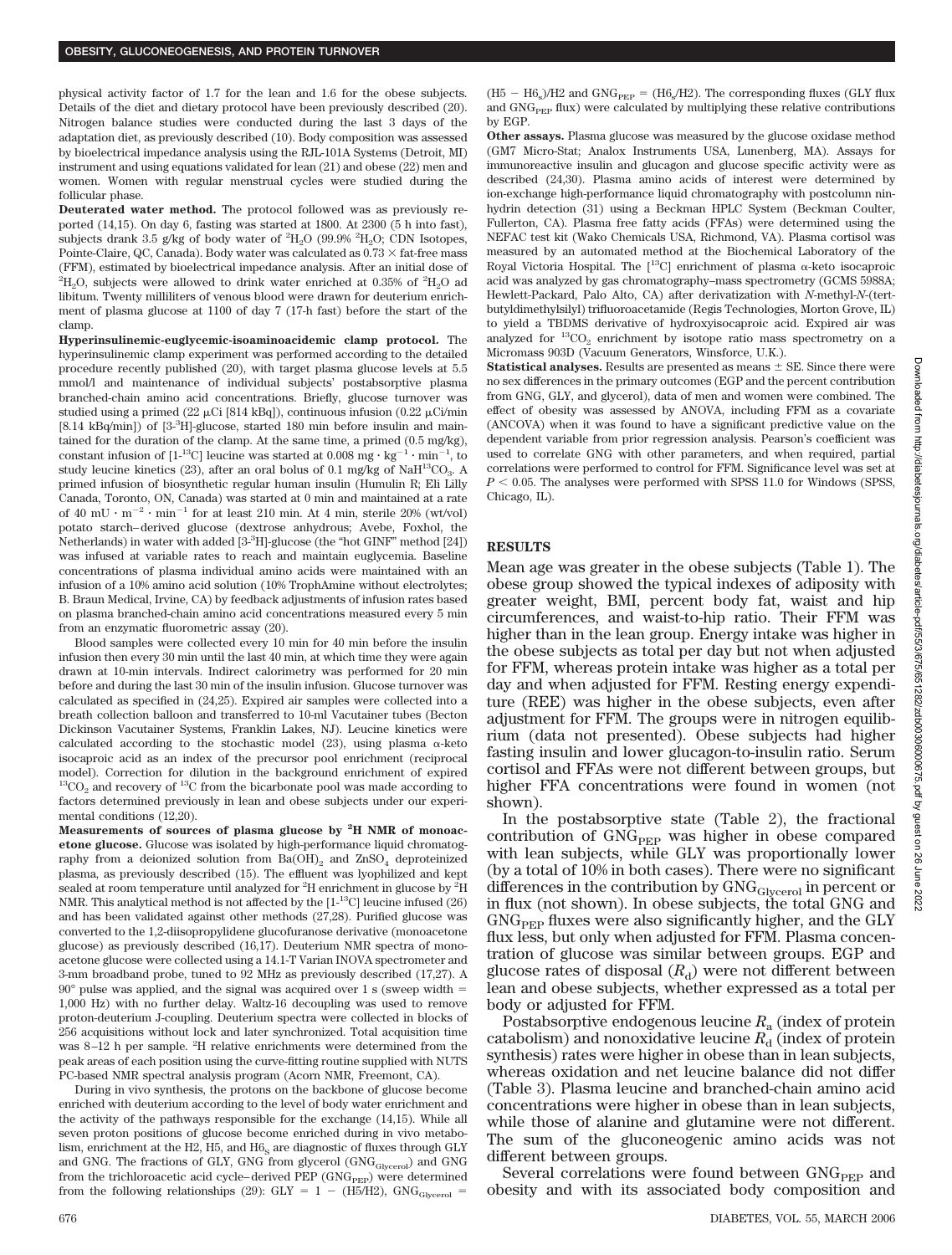physical activity factor of 1.7 for the lean and 1.6 for the obese subjects. Details of the diet and dietary protocol have been previously described (20). Nitrogen balance studies were conducted during the last 3 days of the adaptation diet, as previously described (10). Body composition was assessed by bioelectrical impedance analysis using the RJL-101A Systems (Detroit, MI) instrument and using equations validated for lean (21) and obese (22) men and women. Women with regular menstrual cycles were studied during the follicular phase.

**Deuterated water method.** The protocol followed was as previously reported (14,15). On day 6, fasting was started at 1800. At 2300 (5 h into fast), subjects drank 3.5 g/kg of body water of $^2H_2O$ (99.9% $^2H_2O$; CDN Isotopes, Pointe-Claire, QC, Canada). Body water was calculated as 0.73 × fat-free mass (FFM), estimated by bioelectrical impedance analysis. After an initial dose of $^2H_2O$, subjects were allowed to drink water enriched at 0.35% of $^2H_2O$ ad libitum. Twenty milliliters of venous blood were drawn for deuterium enrichment of plasma glucose at 1100 of day 7 (17-h fast) before the start of the clamp.

**Hyperinsulinemic-euglycemic-isoaminoacidemic clamp protocol.** The hyperinsulinemic clamp experiment was performed according to the detailed procedure recently published (20), with target plasma glucose levels at 5.5 mmol/l and maintenance of individual subjects' postabsorptive plasma branched-chain amino acid concentrations. Briefly, glucose turnover was studied using a primed (22 μCi [814 kBq]), continuous infusion (0.22 μCi/min [8.14 kBq/min]) of [3-$^3$H]-glucose, started 180 min before insulin and maintained for the duration of the clamp. At the same time, a primed (0.5 mg/kg), constant infusion of [1-$^{13}$C] leucine was started at 0.008 mg · kg$^{-1}$ · min$^{-1}$, to study leucine kinetics (23), after an oral bolus of 0.1 mg/kg of $NaH^{13}CO_3$. A primed infusion of biosynthetic regular human insulin (Humulin R; Eli Lilly Canada, Toronto, ON, Canada) was started at 0 min and maintained at a rate of 40 mU · m$^{-2}$ · min$^{-1}$ for at least 210 min. At 4 min, sterile 20% (wt/vol) potato starch–derived glucose (dextrose anhydrous; Avebe, Foxhol, the Netherlands) in water with added [3-$^3$H]-glucose (the "hot GINF" method [24]) was infused at variable rates to reach and maintain euglycemia. Baseline concentrations of plasma individual amino acids were maintained with an infusion of a 10% amino acid solution (10% TrophAmine without electrolytes; B. Braun Medical, Irvine, CA) by feedback adjustments of infusion rates based on plasma branched-chain amino acid concentrations measured every 5 min from an enzymatic fluorometric assay (20).

Blood samples were collected every 10 min for 40 min before the insulin infusion then every 30 min until the last 40 min, at which time they were again drawn at 10-min intervals. Indirect calorimetry was performed for 20 min before and during the last 30 min of the insulin infusion. Glucose turnover was calculated as specified in (24,25). Expired air samples were collected into a breath collection balloon and transferred to 10-ml Vacutainer tubes (Becton Dickinson Vacutainer Systems, Franklin Lakes, NJ). Leucine kinetics were calculated according to the stochastic model (23), using plasma α-keto isocaproic acid as an index of the precursor pool enrichment (reciprocal model). Correction for dilution in the background enrichment of expired $^{13}CO_2$ and recovery of $^{13}$C from the bicarbonate pool was made according to factors determined previously in lean and obese subjects under our experimental conditions (12,20).

**Measurements of sources of plasma glucose by $^2$H NMR of monoacetone glucose.** Glucose was isolated by high-performance liquid chromatography from a deionized solution from $Ba(OH)_2$ and $ZnSO_4$ deproteinized plasma, as previously described (15). The effluent was lyophilized and kept sealed at room temperature until analyzed for $^2$H enrichment in glucose by $^2$H NMR. This analytical method is not affected by the [1-$^{13}$C] leucine infused (26) and has been validated against other methods (27,28). Purified glucose was converted to the 1,2-diisopropylidene glucofuranose derivative (monoacetone glucose) as previously described (16,17). Deuterium NMR spectra of monoacetone glucose were collected using a 14.1-T Varian INOVA spectrometer and 3-mm broadband probe, tuned to 92 MHz as previously described (17,27). A 90° pulse was applied, and the signal was acquired over 1 s (sweep width = 1,000 Hz) with no further delay. Waltz-16 decoupling was used to remove proton-deuterium J-coupling. Deuterium spectra were collected in blocks of 256 acquisitions without lock and later synchronized. Total acquisition time was 8–12 h per sample. $^2$H relative enrichments were determined from the peak areas of each position using the curve-fitting routine supplied with NUTS PC-based NMR spectral analysis program (Acorn NMR, Freemont, CA).

During in vivo synthesis, the protons on the backbone of glucose become enriched with deuterium according to the level of body water enrichment and the activity of the pathways responsible for the exchange (14,15). While all seven proton positions of glucose become enriched during in vivo metabolism, enrichment at the H2, H5, and $H6_S$ are diagnostic of fluxes through GLY and GNG. The fractions of GLY, GNG from glycerol ($GNG_{Glycerol}$) and GNG from the trichloroacetic acid cycle–derived PEP ($GNG_{PEP}$) were determined from the following relationships (29): GLY = 1 − (H5/H2), $GNG_{Glycerol}$ = (H5 − $H6_s$)/H2 and $GNG_{PEP}$ = ($H6_s$/H2). The corresponding fluxes (GLY flux and $GNG_{PEP}$ flux) were calculated by multiplying these relative contributions by EGP.

**Other assays.** Plasma glucose was measured by the glucose oxidase method (GM7 Micro-Stat; Analox Instruments USA, Lunenberg, MA). Assays for immunoreactive insulin and glucagon and glucose specific activity were as described (24,30). Plasma amino acids of interest were determined by ion-exchange high-performance liquid chromatography with postcolumn ninhydrin detection (31) using a Beckman HPLC System (Beckman Coulter, Fullerton, CA). Plasma free fatty acids (FFAs) were determined using the NEFAC test kit (Wako Chemicals USA, Richmond, VA). Plasma cortisol was measured by an automated method at the Biochemical Laboratory of the Royal Victoria Hospital. The [$^{13}$C] enrichment of plasma α-keto isocaproic acid was analyzed by gas chromatography–mass spectrometry (GCMS 5988A; Hewlett-Packard, Palo Alto, CA) after derivatization with N-methyl-N-(tert-butyldimethylsilyl) trifluoroacetamide (Regis Technologies, Morton Grove, IL) to yield a TBDMS derivative of hydroxyisocaproic acid. Expired air was analyzed for $^{13}CO_2$ enrichment by isotope ratio mass spectrometry on a Micromass 903D (Vacuum Generators, Winsforce, U.K.).

**Statistical analyses.** Results are presented as means ± SE. Since there were no sex differences in the primary outcomes (EGP and the percent contribution from GNG, GLY, and glycerol), data of men and women were combined. The effect of obesity was assessed by ANOVA, including FFM as a covariate (ANCOVA) when it was found to have a significant predictive value on the dependent variable from prior regression analysis. Pearson's coefficient was used to correlate GNG with other parameters, and when required, partial correlations were performed to control for FFM. Significance level was set at $P < 0.05$. The analyses were performed with SPSS 11.0 for Windows (SPSS, Chicago, IL).

## RESULTS

Mean age was greater in the obese subjects (Table 1). The obese group showed the typical indexes of adiposity with greater weight, BMI, percent body fat, waist and hip circumferences, and waist-to-hip ratio. Their FFM was higher than in the lean group. Energy intake was higher in the obese subjects as total per day but not when adjusted for FFM, whereas protein intake was higher as a total per day and when adjusted for FFM. Resting energy expenditure (REE) was higher in the obese subjects, even after adjustment for FFM. The groups were in nitrogen equilibrium (data not presented). Obese subjects had higher fasting insulin and lower glucagon-to-insulin ratio. Serum cortisol and FFAs were not different between groups, but higher FFA concentrations were found in women (not shown).

In the postabsorptive state (Table 2), the fractional contribution of $GNG_{PEP}$ was higher in obese compared with lean subjects, while GLY was proportionally lower (by a total of 10% in both cases). There were no significant differences in the contribution by $GNG_{Glycerol}$ in percent or in flux (not shown). In obese subjects, the total GNG and $GNG_{PEP}$ fluxes were also significantly higher, and the GLY flux less, but only when adjusted for FFM. Plasma concentration of glucose was similar between groups. EGP and glucose rates of disposal ($R_d$) were not different between lean and obese subjects, whether expressed as a total per body or adjusted for FFM.

Postabsorptive endogenous leucine $R_a$ (index of protein catabolism) and nonoxidative leucine $R_d$ (index of protein synthesis) rates were higher in obese than in lean subjects, whereas oxidation and net leucine balance did not differ (Table 3). Plasma leucine and branched-chain amino acid concentrations were higher in obese than in lean subjects, while those of alanine and glutamine were not different. The sum of the gluconeogenic amino acids was not different between groups.

Several correlations were found between $GNG_{PEP}$ and obesity and with its associated body composition and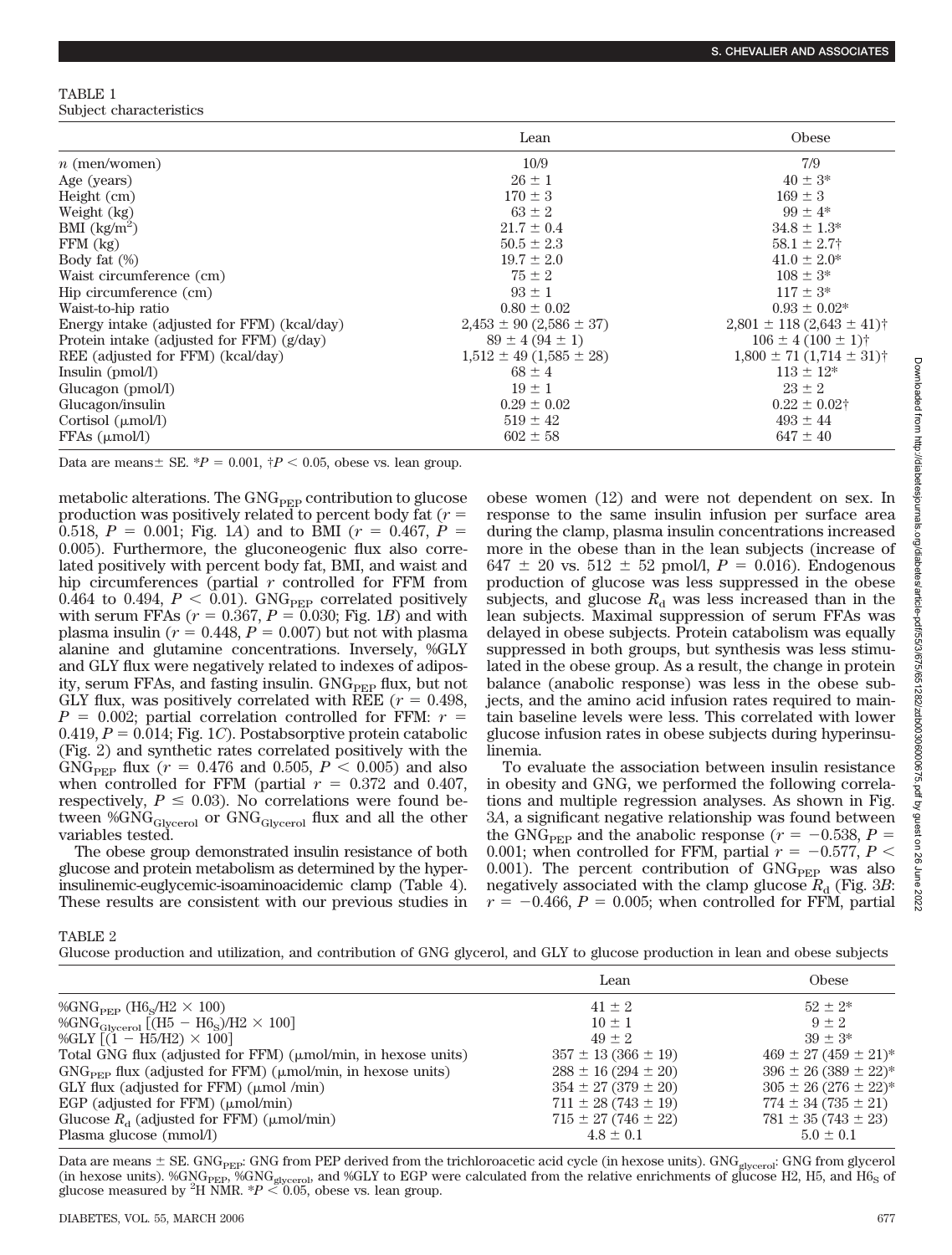TABLE 1
Subject characteristics

| | Lean | Obese |
|---|---|---|
| $n$ (men/women) | 10/9 | 7/9 |
| Age (years) | 26 ± 1 | 40 ± 3* |
| Height (cm) | 170 ± 3 | 169 ± 3 |
| Weight (kg) | 63 ± 2 | 99 ± 4* |
| BMI (kg/m$^2$) | 21.7 ± 0.4 | 34.8 ± 1.3* |
| FFM (kg) | 50.5 ± 2.3 | 58.1 ± 2.7† |
| Body fat (%) | 19.7 ± 2.0 | 41.0 ± 2.0* |
| Waist circumference (cm) | 75 ± 2 | 108 ± 3* |
| Hip circumference (cm) | 93 ± 1 | 117 ± 3* |
| Waist-to-hip ratio | 0.80 ± 0.02 | 0.93 ± 0.02* |
| Energy intake (adjusted for FFM) (kcal/day) | 2,453 ± 90 (2,586 ± 37) | 2,801 ± 118 (2,643 ± 41)† |
| Protein intake (adjusted for FFM) (g/day) | 89 ± 4 (94 ± 1) | 106 ± 4 (100 ± 1)† |
| REE (adjusted for FFM) (kcal/day) | 1,512 ± 49 (1,585 ± 28) | 1,800 ± 71 (1,714 ± 31)† |
| Insulin (pmol/l) | 68 ± 4 | 113 ± 12* |
| Glucagon (pmol/l) | 19 ± 1 | 23 ± 2 |
| Glucagon/insulin | 0.29 ± 0.02 | 0.22 ± 0.02† |
| Cortisol (μmol/l) | 519 ± 42 | 493 ± 44 |
| FFAs (μmol/l) | 602 ± 58 | 647 ± 40 |

Data are means ± SE. *$P$ = 0.001, †$P$ < 0.05, obese vs. lean group.

metabolic alterations. The $GNG_{PEP}$ contribution to glucose production was positively related to percent body fat ($r$ = 0.518, $P$ = 0.001; Fig. 1*A*) and to BMI ($r$ = 0.467, $P$ = 0.005). Furthermore, the gluconeogenic flux also correlated positively with percent body fat, BMI, and waist and hip circumferences (partial $r$ controlled for FFM from 0.464 to 0.494, $P$ < 0.01). $GNG_{PEP}$ correlated positively with serum FFAs ($r$ = 0.367, $P$ = 0.030; Fig. 1*B*) and with plasma insulin ($r$ = 0.448, $P$ = 0.007) but not with plasma alanine and glutamine concentrations. Inversely, %GLY and GLY flux were negatively related to indexes of adiposity, serum FFAs, and fasting insulin. $GNG_{PEP}$ flux, but not GLY flux, was positively correlated with REE ($r$ = 0.498, $P$ = 0.002; partial correlation controlled for FFM: $r$ = 0.419, $P$ = 0.014; Fig. 1*C*). Postabsorptive protein catabolic (Fig. 2) and synthetic rates correlated positively with the $GNG_{PEP}$ flux ($r$ = 0.476 and 0.505, $P$ < 0.005) and also when controlled for FFM (partial $r$ = 0.372 and 0.407, respectively, $P \leq 0.03$). No correlations were found between $\%GNG_{Glycerol}$ or $GNG_{Glycerol}$ flux and all the other variables tested.

The obese group demonstrated insulin resistance of both glucose and protein metabolism as determined by the hyperinsulinemic-euglycemic-isoaminoacidemic clamp (Table 4). These results are consistent with our previous studies in obese women (12) and were not dependent on sex. In response to the same insulin infusion per surface area during the clamp, plasma insulin concentrations increased more in the obese than in the lean subjects (increase of 647 ± 20 vs. 512 ± 52 pmol/l, $P$ = 0.016). Endogenous production of glucose was less suppressed in the obese subjects, and glucose $R_d$ was less increased than in the lean subjects. Maximal suppression of serum FFAs was delayed in obese subjects. Protein catabolism was equally suppressed in both groups, but synthesis was less stimulated in the obese group. As a result, the change in protein balance (anabolic response) was less in the obese subjects, and the amino acid infusion rates required to maintain baseline levels were less. This correlated with lower glucose infusion rates in obese subjects during hyperinsulinemia.

To evaluate the association between insulin resistance in obesity and GNG, we performed the following correlations and multiple regression analyses. As shown in Fig. 3*A*, a significant negative relationship was found between the $GNG_{PEP}$ and the anabolic response ($r$ = −0.538, $P$ = 0.001; when controlled for FFM, partial $r$ = −0.577, $P$ < 0.001). The percent contribution of $GNG_{PEP}$ was also negatively associated with the clamp glucose $R_d$ (Fig. 3*B*: $r$ = −0.466, $P$ = 0.005; when controlled for FFM, partial

TABLE 2
Glucose production and utilization, and contribution of GNG glycerol, and GLY to glucose production in lean and obese subjects

| | Lean | Obese |
|---|---|---|
| $\%GNG_{PEP}$ ($H6_S$/H2 × 100) | 41 ± 2 | 52 ± 2* |
| $\%GNG_{Glycerol}$ [(H5 − $H6_S$)/H2 × 100] | 10 ± 1 | 9 ± 2 |
| %GLY [(1 − H5/H2) × 100] | 49 ± 2 | 39 ± 3* |
| Total GNG flux (adjusted for FFM) (μmol/min, in hexose units) | 357 ± 13 (366 ± 19) | 469 ± 27 (459 ± 21)* |
| $GNG_{PEP}$ flux (adjusted for FFM) (μmol/min, in hexose units) | 288 ± 16 (294 ± 20) | 396 ± 26 (389 ± 22)* |
| GLY flux (adjusted for FFM) (μmol /min) | 354 ± 27 (379 ± 20) | 305 ± 26 (276 ± 22)* |
| EGP (adjusted for FFM) (μmol/min) | 711 ± 28 (743 ± 19) | 774 ± 34 (735 ± 21) |
| Glucose $R_d$ (adjusted for FFM) (μmol/min) | 715 ± 27 (746 ± 22) | 781 ± 35 (743 ± 23) |
| Plasma glucose (mmol/l) | 4.8 ± 0.1 | 5.0 ± 0.1 |

Data are means ± SE. $GNG_{PEP}$: GNG from PEP derived from the trichloroacetic acid cycle (in hexose units). $GNG_{glycerol}$: GNG from glycerol (in hexose units). $\%GNG_{PEP}$, $\%GNG_{glycerol}$, and %GLY to EGP were calculated from the relative enrichments of glucose H2, H5, and $H6_S$ of glucose measured by $^2$H NMR. *$P$ < 0.05, obese vs. lean group.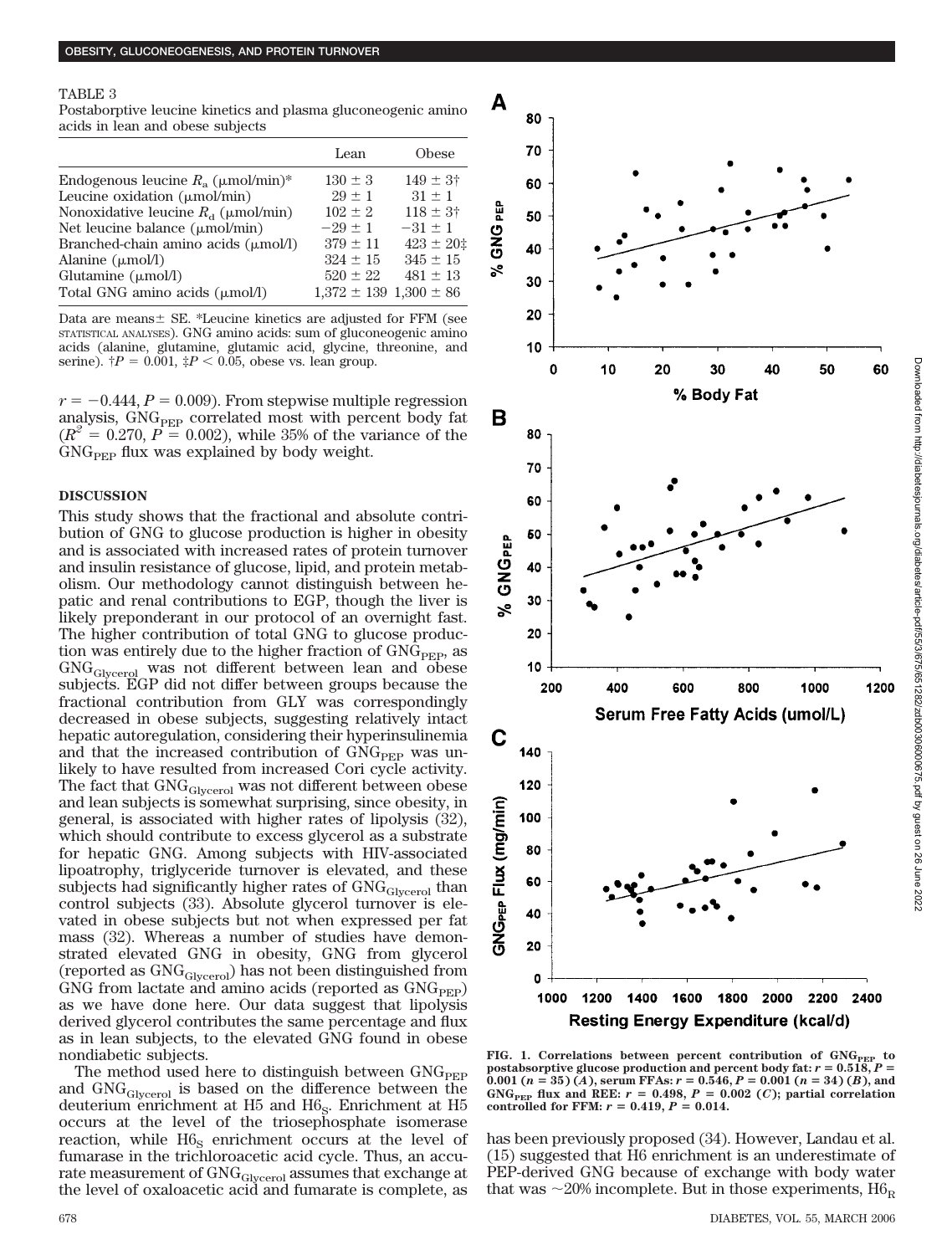TABLE 3

Postaborptive leucine kinetics and plasma gluconeogenic amino acids in lean and obese subjects

| | Lean | Obese |
|---|---|---|
| Endogenous leucine $R_a$ (μmol/min)* | 130 ± 3 | 149 ± 3† |
| Leucine oxidation (μmol/min) | 29 ± 1 | 31 ± 1 |
| Nonoxidative leucine $R_d$ (μmol/min) | 102 ± 2 | 118 ± 3† |
| Net leucine balance (μmol/min) | −29 ± 1 | −31 ± 1 |
| Branched-chain amino acids (μmol/l) | 379 ± 11 | 423 ± 20‡ |
| Alanine (μmol/l) | 324 ± 15 | 345 ± 15 |
| Glutamine (μmol/l) | 520 ± 22 | 481 ± 13 |
| Total GNG amino acids (μmol/l) | 1,372 ± 139 | 1,300 ± 86 |

Data are means± SE. *Leucine kinetics are adjusted for FFM (see STATISTICAL ANALYSES). GNG amino acids: sum of gluconeogenic amino acids (alanine, glutamine, glutamic acid, glycine, threonine, and serine). †$P = 0.001$, ‡$P < 0.05$, obese vs. lean group.

$r = -0.444$, $P = 0.009$). From stepwise multiple regression analysis, $GNG_{PEP}$ correlated most with percent body fat ($R^2 = 0.270$, $P = 0.002$), while 35% of the variance of the $GNG_{PEP}$ flux was explained by body weight.

## DISCUSSION

This study shows that the fractional and absolute contribution of GNG to glucose production is higher in obesity and is associated with increased rates of protein turnover and insulin resistance of glucose, lipid, and protein metabolism. Our methodology cannot distinguish between hepatic and renal contributions to EGP, though the liver is likely preponderant in our protocol of an overnight fast. The higher contribution of total GNG to glucose production was entirely due to the higher fraction of $GNG_{PEP}$, as $GNG_{Glycerol}$ was not different between lean and obese subjects. EGP did not differ between groups because the fractional contribution from GLY was correspondingly decreased in obese subjects, suggesting relatively intact hepatic autoregulation, considering their hyperinsulinemia and that the increased contribution of $GNG_{PEP}$ was unlikely to have resulted from increased Cori cycle activity. The fact that $GNG_{Glycerol}$ was not different between obese and lean subjects is somewhat surprising, since obesity, in general, is associated with higher rates of lipolysis (32), which should contribute to excess glycerol as a substrate for hepatic GNG. Among subjects with HIV-associated lipoatrophy, triglyceride turnover is elevated, and these subjects had significantly higher rates of $GNG_{Glycerol}$ than control subjects (33). Absolute glycerol turnover is elevated in obese subjects but not when expressed per fat mass (32). Whereas a number of studies have demonstrated elevated GNG in obesity, GNG from glycerol (reported as $GNG_{Glycerol}$) has not been distinguished from GNG from lactate and amino acids (reported as $GNG_{PEP}$) as we have done here. Our data suggest that lipolysis derived glycerol contributes the same percentage and flux as in lean subjects, to the elevated GNG found in obese nondiabetic subjects.

The method used here to distinguish between $GNG_{PEP}$ and $GNG_{Glycerol}$ is based on the difference between the deuterium enrichment at H5 and $H6_S$. Enrichment at H5 occurs at the level of the triosephosphate isomerase reaction, while $H6_S$ enrichment occurs at the level of fumarase in the trichloroacetic acid cycle. Thus, an accurate measurement of $GNG_{Glycerol}$ assumes that exchange at the level of oxaloacetic acid and fumarate is complete, as has been previously proposed (34). However, Landau et al. (15) suggested that H6 enrichment is an underestimate of PEP-derived GNG because of exchange with body water that was ~20% incomplete. But in those experiments, $H6_R$

FIG. 1. Correlations between percent contribution of $GNG_{PEP}$ to postabsorptive glucose production and percent body fat: $r = 0.518$, $P = 0.001$ ($n = 35$) (A), serum FFAs: $r = 0.546$, $P = 0.001$ ($n = 34$) (B), and $GNG_{PEP}$ flux and REE: $r = 0.498$, $P = 0.002$ (C); partial correlation controlled for FFM: $r = 0.419$, $P = 0.014$.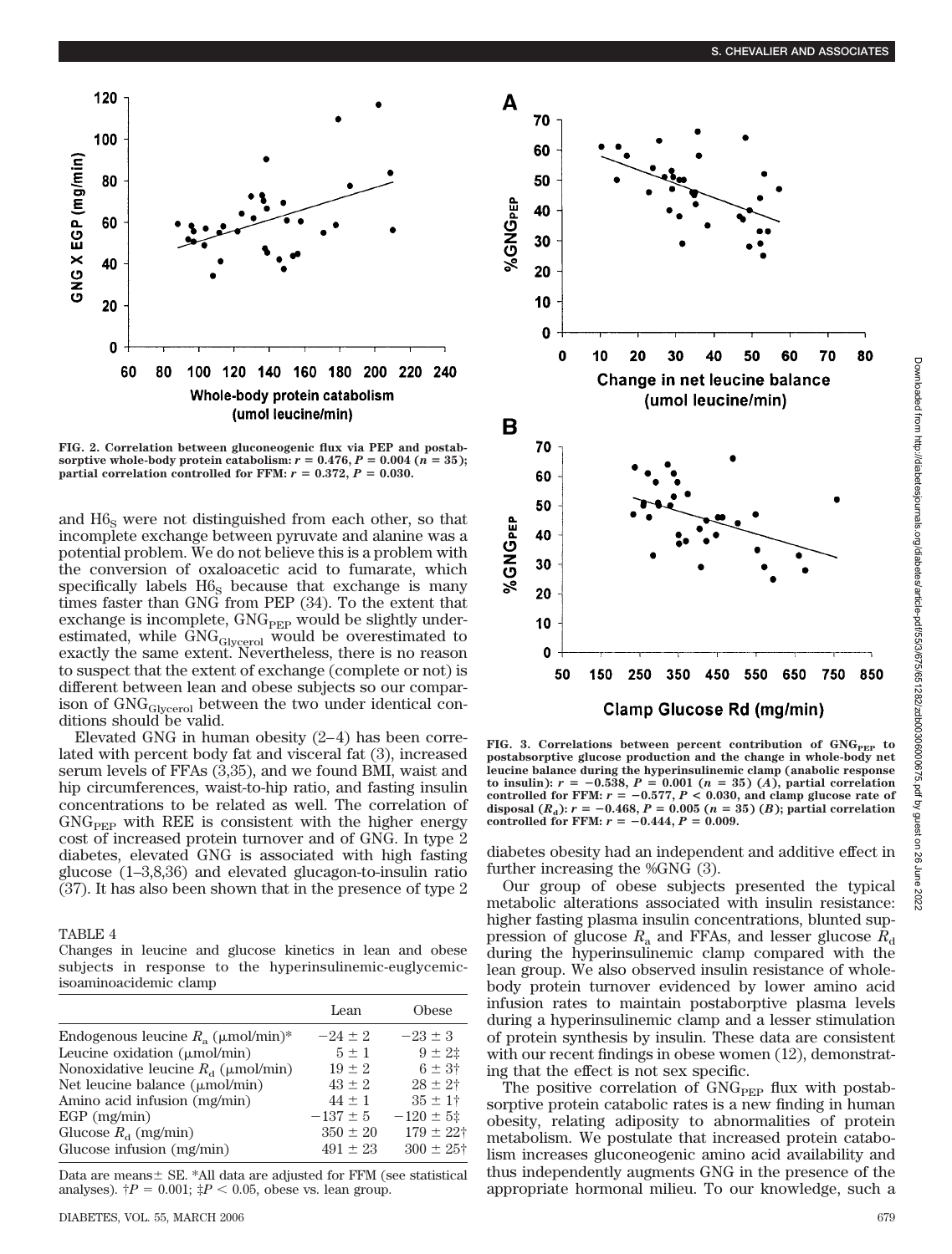FIG. 2. Correlation between gluconeogenic flux via PEP and postabsorptive whole-body protein catabolism: $r = 0.476$, $P = 0.004$ ($n = 35$); partial correlation controlled for FFM: $r = 0.372$, $P = 0.030$.

and $H6_S$ were not distinguished from each other, so that incomplete exchange between pyruvate and alanine was a potential problem. We do not believe this is a problem with the conversion of oxaloacetic acid to fumarate, which specifically labels $H6_S$ because that exchange is many times faster than GNG from PEP (34). To the extent that exchange is incomplete, $GNG_{PEP}$ would be slightly underestimated, while $GNG_{Glycerol}$ would be overestimated to exactly the same extent. Nevertheless, there is no reason to suspect that the extent of exchange (complete or not) is different between lean and obese subjects so our comparison of $GNG_{Glycerol}$ between the two under identical conditions should be valid.

Elevated GNG in human obesity (2–4) has been correlated with percent body fat and visceral fat (3), increased serum levels of FFAs (3,35), and we found BMI, waist and hip circumferences, waist-to-hip ratio, and fasting insulin concentrations to be related as well. The correlation of $GNG_{PEP}$ with REE is consistent with the higher energy cost of increased protein turnover and of GNG. In type 2 diabetes, elevated GNG is associated with high fasting glucose (1–3,8,36) and elevated glucagon-to-insulin ratio (37). It has also been shown that in the presence of type 2 diabetes obesity had an independent and additive effect in further increasing the %GNG (3).

TABLE 4
Changes in leucine and glucose kinetics in lean and obese subjects in response to the hyperinsulinemic-euglycemic-isoaminoacidemic clamp

| | Lean | Obese |
|---|---|---|
| Endogenous leucine $R_a$ (μmol/min)* | −24 ± 2 | −23 ± 3 |
| Leucine oxidation (μmol/min) | 5 ± 1 | 9 ± 2‡ |
| Nonoxidative leucine $R_d$ (μmol/min) | 19 ± 2 | 6 ± 3† |
| Net leucine balance (μmol/min) | 43 ± 2 | 28 ± 2† |
| Amino acid infusion (mg/min) | 44 ± 1 | 35 ± 1† |
| EGP (mg/min) | −137 ± 5 | −120 ± 5‡ |
| Glucose $R_d$ (mg/min) | 350 ± 20 | 179 ± 22† |
| Glucose infusion (mg/min) | 491 ± 23 | 300 ± 25† |

Data are means ± SE. *All data are adjusted for FFM (see statistical analyses). †$P = 0.001$; ‡$P < 0.05$, obese vs. lean group.

FIG. 3. Correlations between percent contribution of $GNG_{PEP}$ to postabsorptive glucose production and the change in whole-body net leucine balance during the hyperinsulinemic clamp (anabolic response to insulin): $r = -0.538$, $P = 0.001$ ($n = 35$) (A), partial correlation controlled for FFM: $r = -0.577$, $P < 0.030$, and clamp glucose rate of disposal ($R_d$): $r = -0.468$, $P = 0.005$ ($n = 35$) (B); partial correlation controlled for FFM: $r = -0.444$, $P = 0.009$.

Our group of obese subjects presented the typical metabolic alterations associated with insulin resistance: higher fasting plasma insulin concentrations, blunted suppression of glucose $R_a$ and FFAs, and lesser glucose $R_d$ during the hyperinsulinemic clamp compared with the lean group. We also observed insulin resistance of whole-body protein turnover evidenced by lower amino acid infusion rates to maintain postaborptive plasma levels during a hyperinsulinemic clamp and a lesser stimulation of protein synthesis by insulin. These data are consistent with our recent findings in obese women (12), demonstrating that the effect is not sex specific.

The positive correlation of $GNG_{PEP}$ flux with postabsorptive protein catabolic rates is a new finding in human obesity, relating adiposity to abnormalities of protein metabolism. We postulate that increased protein catabolism increases gluconeogenic amino acid availability and thus independently augments GNG in the presence of the appropriate hormonal milieu. To our knowledge, such a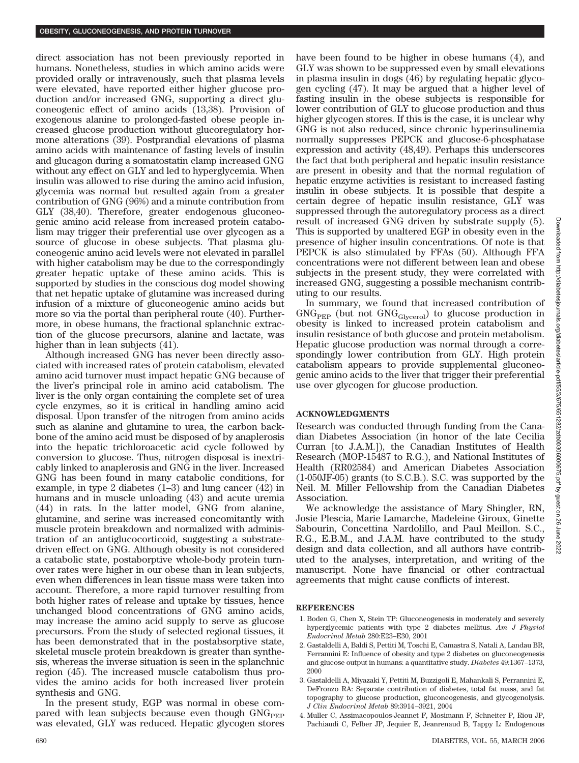direct association has not been previously reported in humans. Nonetheless, studies in which amino acids were provided orally or intravenously, such that plasma levels were elevated, have reported either higher glucose production and/or increased GNG, supporting a direct gluconeogenic effect of amino acids (13,38). Provision of exogenous alanine to prolonged-fasted obese people increased glucose production without glucoregulatory hormone alterations (39). Postprandial elevations of plasma amino acids with maintenance of fasting levels of insulin and glucagon during a somatostatin clamp increased GNG without any effect on GLY and led to hyperglycemia. When insulin was allowed to rise during the amino acid infusion, glycemia was normal but resulted again from a greater contribution of GNG (96%) and a minute contribution from GLY (38,40). Therefore, greater endogenous gluconeogenic amino acid release from increased protein catabolism may trigger their preferential use over glycogen as a source of glucose in obese subjects. That plasma gluconeogenic amino acid levels were not elevated in parallel with higher catabolism may be due to the correspondingly greater hepatic uptake of these amino acids. This is supported by studies in the conscious dog model showing that net hepatic uptake of glutamine was increased during infusion of a mixture of gluconeogenic amino acids but more so via the portal than peripheral route (40). Furthermore, in obese humans, the fractional splanchnic extraction of the glucose precursors, alanine and lactate, was higher than in lean subjects (41).

Although increased GNG has never been directly associated with increased rates of protein catabolism, elevated amino acid turnover must impact hepatic GNG because of the liver's principal role in amino acid catabolism. The liver is the only organ containing the complete set of urea cycle enzymes, so it is critical in handling amino acid disposal. Upon transfer of the nitrogen from amino acids such as alanine and glutamine to urea, the carbon backbone of the amino acid must be disposed of by anaplerosis into the hepatic trichloroacetic acid cycle followed by conversion to glucose. Thus, nitrogen disposal is inextricably linked to anaplerosis and GNG in the liver. Increased GNG has been found in many catabolic conditions, for example, in type 2 diabetes (1–3) and lung cancer (42) in humans and in muscle unloading (43) and acute uremia (44) in rats. In the latter model, GNG from alanine, glutamine, and serine was increased concomitantly with muscle protein breakdown and normalized with administration of an antiglucocorticoid, suggesting a substrate-driven effect on GNG. Although obesity is not considered a catabolic state, postabsorptive whole-body protein turnover rates were higher in our obese than in lean subjects, even when differences in lean tissue mass were taken into account. Therefore, a more rapid turnover resulting from both higher rates of release and uptake by tissues, hence unchanged blood concentrations of GNG amino acids, may increase the amino acid supply to serve as glucose precursors. From the study of selected regional tissues, it has been demonstrated that in the postabsorptive state, skeletal muscle protein breakdown is greater than synthesis, whereas the inverse situation is seen in the splanchnic region (45). The increased muscle catabolism thus provides the amino acids for both increased liver protein synthesis and GNG.

In the present study, EGP was normal in obese compared with lean subjects because even though $GNG_{PEP}$ was elevated, GLY was reduced. Hepatic glycogen stores have been found to be higher in obese humans (4), and GLY was shown to be suppressed even by small elevations in plasma insulin in dogs (46) by regulating hepatic glycogen cycling (47). It may be argued that a higher level of fasting insulin in the obese subjects is responsible for lower contribution of GLY to glucose production and thus higher glycogen stores. If this is the case, it is unclear why GNG is not also reduced, since chronic hyperinsulinemia normally suppresses PEPCK and glucose-6-phosphatase expression and activity (48,49). Perhaps this underscores the fact that both peripheral and hepatic insulin resistance are present in obesity and that the normal regulation of hepatic enzyme activities is resistant to increased fasting insulin in obese subjects. It is possible that despite a certain degree of hepatic insulin resistance, GLY was suppressed through the autoregulatory process as a direct result of increased GNG driven by substrate supply (5). This is supported by unaltered EGP in obesity even in the presence of higher insulin concentrations. Of note is that PEPCK is also stimulated by FFAs (50). Although FFA concentrations were not different between lean and obese subjects in the present study, they were correlated with increased GNG, suggesting a possible mechanism contributing to our results.

In summary, we found that increased contribution of $GNG_{PEP}$ (but not $GNG_{Glycerol}$) to glucose production in obesity is linked to increased protein catabolism and insulin resistance of both glucose and protein metabolism. Hepatic glucose production was normal through a correspondingly lower contribution from GLY. High protein catabolism appears to provide supplemental gluconeogenic amino acids to the liver that trigger their preferential use over glycogen for glucose production.

## ACKNOWLEDGMENTS

Research was conducted through funding from the Canadian Diabetes Association (in honor of the late Cecilia Curran [to J.A.M.]), the Canadian Institutes of Health Research (MOP-15487 to R.G.), and National Institutes of Health (RR02584) and American Diabetes Association (1-050JF-05) grants (to S.C.B.). S.C. was supported by the Neil. M. Miller Fellowship from the Canadian Diabetes Association.

We acknowledge the assistance of Mary Shingler, RN, Josie Plescia, Marie Lamarche, Madeleine Giroux, Ginette Sabourin, Concettina Nardolillo, and Paul Meillon. S.C., R.G., E.B.M., and J.A.M. have contributed to the study design and data collection, and all authors have contributed to the analyses, interpretation, and writing of the manuscript. None have financial or other contractual agreements that might cause conflicts of interest.

## REFERENCES

1. Boden G, Chen X, Stein TP: Gluconeogenesis in moderately and severely hyperglycemic patients with type 2 diabetes mellitus. *Am J Physiol Endocrinol Metab* 280:E23–E30, 2001
2. Gastaldelli A, Baldi S, Pettiti M, Toschi E, Camastra S, Natali A, Landau BR, Ferrannini E: Influence of obesity and type 2 diabetes on gluconeogenesis and glucose output in humans: a quantitative study. *Diabetes* 49:1367–1373, 2000
3. Gastaldelli A, Miyazaki Y, Pettiti M, Buzzigoli E, Mahankali S, Ferrannini E, DeFronzo RA: Separate contribution of diabetes, total fat mass, and fat topography to glucose production, gluconeogenesis, and glycogenolysis. *J Clin Endocrinol Metab* 89:3914–3921, 2004
4. Muller C, Assimacopoulos-Jeannet F, Mosimann F, Schneiter P, Riou JP, Pachiaudi C, Felber JP, Jequier E, Jeanrenaud B, Tappy L: Endogenous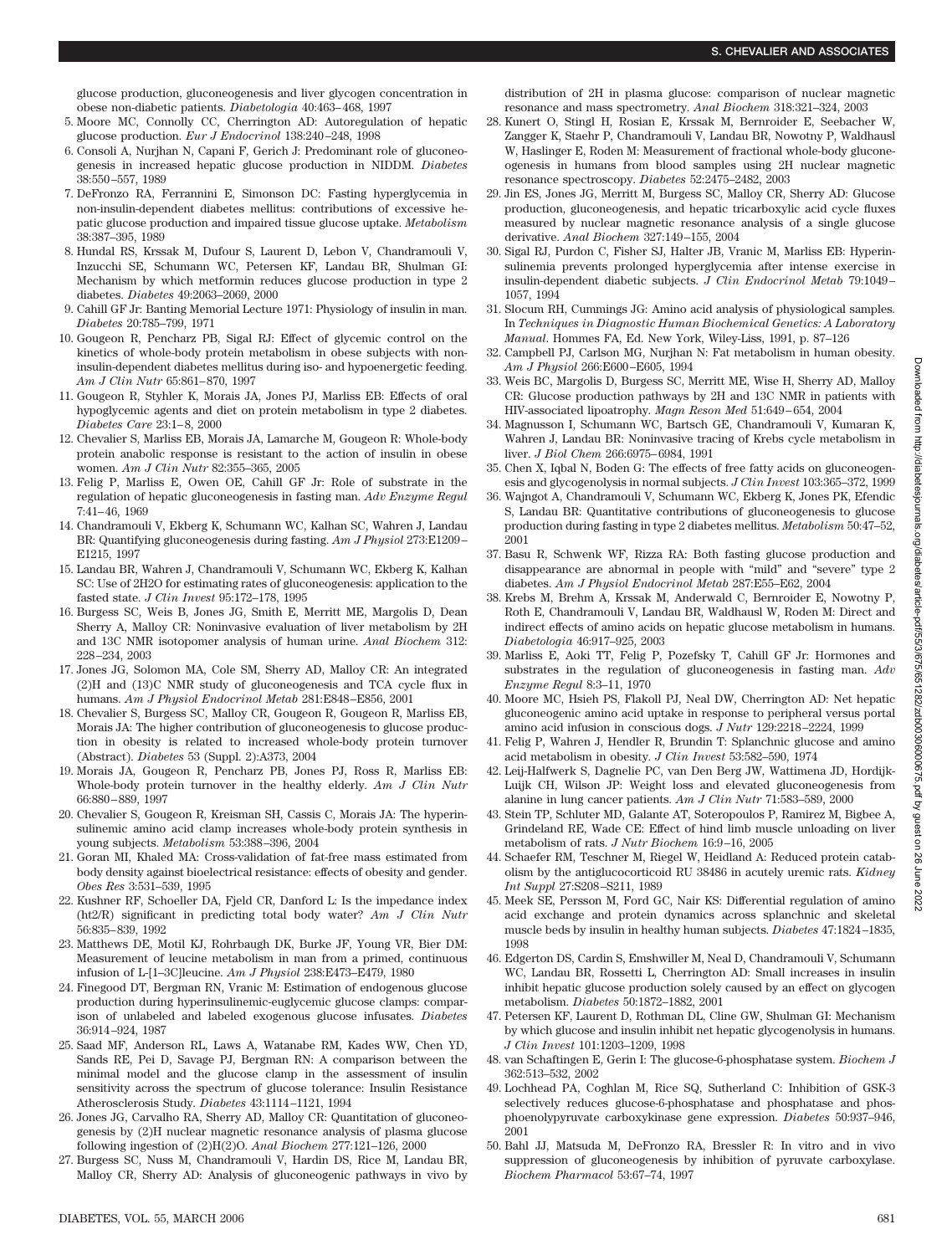glucose production, gluconeogenesis and liver glycogen concentration in obese non-diabetic patients. *Diabetologia* 40:463–468, 1997

5. Moore MC, Connolly CC, Cherrington AD: Autoregulation of hepatic glucose production. *Eur J Endocrinol* 138:240–248, 1998
6. Consoli A, Nurjhan N, Capani F, Gerich J: Predominant role of gluconeogenesis in increased hepatic glucose production in NIDDM. *Diabetes* 38:550–557, 1989
7. DeFronzo RA, Ferrannini E, Simonson DC: Fasting hyperglycemia in non-insulin-dependent diabetes mellitus: contributions of excessive hepatic glucose production and impaired tissue glucose uptake. *Metabolism* 38:387–395, 1989
8. Hundal RS, Krssak M, Dufour S, Laurent D, Lebon V, Chandramouli V, Inzucchi SE, Schumann WC, Petersen KF, Landau BR, Shulman GI: Mechanism by which metformin reduces glucose production in type 2 diabetes. *Diabetes* 49:2063–2069, 2000
9. Cahill GF Jr: Banting Memorial Lecture 1971: Physiology of insulin in man. *Diabetes* 20:785–799, 1971
10. Gougeon R, Pencharz PB, Sigal RJ: Effect of glycemic control on the kinetics of whole-body protein metabolism in obese subjects with non-insulin-dependent diabetes mellitus during iso- and hypoenergetic feeding. *Am J Clin Nutr* 65:861–870, 1997
11. Gougeon R, Styhler K, Morais JA, Jones PJ, Marliss EB: Effects of oral hypoglycemic agents and diet on protein metabolism in type 2 diabetes. *Diabetes Care* 23:1–8, 2000
12. Chevalier S, Marliss EB, Morais JA, Lamarche M, Gougeon R: Whole-body protein anabolic response is resistant to the action of insulin in obese women. *Am J Clin Nutr* 82:355–365, 2005
13. Felig P, Marliss E, Owen OE, Cahill GF Jr: Role of substrate in the regulation of hepatic gluconeogenesis in fasting man. *Adv Enzyme Regul* 7:41–46, 1969
14. Chandramouli V, Ekberg K, Schumann WC, Kalhan SC, Wahren J, Landau BR: Quantifying gluconeogenesis during fasting. *Am J Physiol* 273:E1209–E1215, 1997
15. Landau BR, Wahren J, Chandramouli V, Schumann WC, Ekberg K, Kalhan SC: Use of 2H2O for estimating rates of gluconeogenesis: application to the fasted state. *J Clin Invest* 95:172–178, 1995
16. Burgess SC, Weis B, Jones JG, Smith E, Merritt ME, Margolis D, Dean Sherry A, Malloy CR: Noninvasive evaluation of liver metabolism by 2H and 13C NMR isotopomer analysis of human urine. *Anal Biochem* 312: 228–234, 2003
17. Jones JG, Solomon MA, Cole SM, Sherry AD, Malloy CR: An integrated (2)H and (13)C NMR study of gluconeogenesis and TCA cycle flux in humans. *Am J Physiol Endocrinol Metab* 281:E848–E856, 2001
18. Chevalier S, Burgess SC, Malloy CR, Gougeon R, Gougeon R, Marliss EB, Morais JA: The higher contribution of gluconeogenesis to glucose production in obesity is related to increased whole-body protein turnover (Abstract). *Diabetes* 53 (Suppl. 2):A373, 2004
19. Morais JA, Gougeon R, Pencharz PB, Jones PJ, Ross R, Marliss EB: Whole-body protein turnover in the healthy elderly. *Am J Clin Nutr* 66:880–889, 1997
20. Chevalier S, Gougeon R, Kreisman SH, Cassis C, Morais JA: The hyperinsulinemic amino acid clamp increases whole-body protein synthesis in young subjects. *Metabolism* 53:388–396, 2004
21. Goran MI, Khaled MA: Cross-validation of fat-free mass estimated from body density against bioelectrical resistance: effects of obesity and gender. *Obes Res* 3:531–539, 1995
22. Kushner RF, Schoeller DA, Fjeld CR, Danford L: Is the impedance index (ht2/R) significant in predicting total body water? *Am J Clin Nutr* 56:835–839, 1992
23. Matthews DE, Motil KJ, Rohrbaugh DK, Burke JF, Young VR, Bier DM: Measurement of leucine metabolism in man from a primed, continuous infusion of L-[1–3C]leucine. *Am J Physiol* 238:E473–E479, 1980
24. Finegood DT, Bergman RN, Vranic M: Estimation of endogenous glucose production during hyperinsulinemic-euglycemic glucose clamps: comparison of unlabeled and labeled exogenous glucose infusates. *Diabetes* 36:914–924, 1987
25. Saad MF, Anderson RL, Laws A, Watanabe RM, Kades WW, Chen YD, Sands RE, Pei D, Savage PJ, Bergman RN: A comparison between the minimal model and the glucose clamp in the assessment of insulin sensitivity across the spectrum of glucose tolerance: Insulin Resistance Atherosclerosis Study. *Diabetes* 43:1114–1121, 1994
26. Jones JG, Carvalho RA, Sherry AD, Malloy CR: Quantitation of gluconeogenesis by (2)H nuclear magnetic resonance analysis of plasma glucose following ingestion of (2)H(2)O. *Anal Biochem* 277:121–126, 2000
27. Burgess SC, Nuss M, Chandramouli V, Hardin DS, Rice M, Landau BR, Malloy CR, Sherry AD: Analysis of gluconeogenic pathways in vivo by distribution of 2H in plasma glucose: comparison of nuclear magnetic resonance and mass spectrometry. *Anal Biochem* 318:321–324, 2003
28. Kunert O, Stingl H, Rosian E, Krssak M, Bernroider E, Seebacher W, Zangger K, Staehr P, Chandramouli V, Landau BR, Nowotny P, Waldhausl W, Haslinger E, Roden M: Measurement of fractional whole-body gluconeogenesis in humans from blood samples using 2H nuclear magnetic resonance spectroscopy. *Diabetes* 52:2475–2482, 2003
29. Jin ES, Jones JG, Merritt M, Burgess SC, Malloy CR, Sherry AD: Glucose production, gluconeogenesis, and hepatic tricarboxylic acid cycle fluxes measured by nuclear magnetic resonance analysis of a single glucose derivative. *Anal Biochem* 327:149–155, 2004
30. Sigal RJ, Purdon C, Fisher SJ, Halter JB, Vranic M, Marliss EB: Hyperinsulinemia prevents prolonged hyperglycemia after intense exercise in insulin-dependent diabetic subjects. *J Clin Endocrinol Metab* 79:1049–1057, 1994
31. Slocum RH, Cummings JG: Amino acid analysis of physiological samples. In *Techniques in Diagnostic Human Biochemical Genetics: A Laboratory Manual*. Hommes FA, Ed. New York, Wiley-Liss, 1991, p. 87–126
32. Campbell PJ, Carlson MG, Nurjhan N: Fat metabolism in human obesity. *Am J Physiol* 266:E600–E605, 1994
33. Weis BC, Margolis D, Burgess SC, Merritt ME, Wise H, Sherry AD, Malloy CR: Glucose production pathways by 2H and 13C NMR in patients with HIV-associated lipoatrophy. *Magn Reson Med* 51:649–654, 2004
34. Magnusson I, Schumann WC, Bartsch GE, Chandramouli V, Kumaran K, Wahren J, Landau BR: Noninvasive tracing of Krebs cycle metabolism in liver. *J Biol Chem* 266:6975–6984, 1991
35. Chen X, Iqbal N, Boden G: The effects of free fatty acids on gluconeogenesis and glycogenolysis in normal subjects. *J Clin Invest* 103:365–372, 1999
36. Wajngot A, Chandramouli V, Schumann WC, Ekberg K, Jones PK, Efendic S, Landau BR: Quantitative contributions of gluconeogenesis to glucose production during fasting in type 2 diabetes mellitus. *Metabolism* 50:47–52, 2001
37. Basu R, Schwenk WF, Rizza RA: Both fasting glucose production and disappearance are abnormal in people with "mild" and "severe" type 2 diabetes. *Am J Physiol Endocrinol Metab* 287:E55–E62, 2004
38. Krebs M, Brehm A, Krssak M, Anderwald C, Bernroider E, Nowotny P, Roth E, Chandramouli V, Landau BR, Waldhausl W, Roden M: Direct and indirect effects of amino acids on hepatic glucose metabolism in humans. *Diabetologia* 46:917–925, 2003
39. Marliss E, Aoki TT, Felig P, Pozefsky T, Cahill GF Jr: Hormones and substrates in the regulation of gluconeogenesis in fasting man. *Adv Enzyme Regul* 8:3–11, 1970
40. Moore MC, Hsieh PS, Flakoll PJ, Neal DW, Cherrington AD: Net hepatic gluconeogenic amino acid uptake in response to peripheral versus portal amino acid infusion in conscious dogs. *J Nutr* 129:2218–2224, 1999
41. Felig P, Wahren J, Hendler R, Brundin T: Splanchnic glucose and amino acid metabolism in obesity. *J Clin Invest* 53:582–590, 1974
42. Leij-Halfwerk S, Dagnelie PC, van Den Berg JW, Wattimena JD, Hordijk-Luijk CH, Wilson JP: Weight loss and elevated gluconeogenesis from alanine in lung cancer patients. *Am J Clin Nutr* 71:583–589, 2000
43. Stein TP, Schluter MD, Galante AT, Soteropoulos P, Ramirez M, Bigbee A, Grindeland RE, Wade CE: Effect of hind limb muscle unloading on liver metabolism of rats. *J Nutr Biochem* 16:9–16, 2005
44. Schaefer RM, Teschner M, Riegel W, Heidland A: Reduced protein catabolism by the antiglucocorticoid RU 38486 in acutely uremic rats. *Kidney Int Suppl* 27:S208–S211, 1989
45. Meek SE, Persson M, Ford GC, Nair KS: Differential regulation of amino acid exchange and protein dynamics across splanchnic and skeletal muscle beds by insulin in healthy human subjects. *Diabetes* 47:1824–1835, 1998
46. Edgerton DS, Cardin S, Emshwiller M, Neal D, Chandramouli V, Schumann WC, Landau BR, Rossetti L, Cherrington AD: Small increases in insulin inhibit hepatic glucose production solely caused by an effect on glycogen metabolism. *Diabetes* 50:1872–1882, 2001
47. Petersen KF, Laurent D, Rothman DL, Cline GW, Shulman GI: Mechanism by which glucose and insulin inhibit net hepatic glycogenolysis in humans. *J Clin Invest* 101:1203–1209, 1998
48. van Schaftingen E, Gerin I: The glucose-6-phosphatase system. *Biochem J* 362:513–532, 2002
49. Lochhead PA, Coghlan M, Rice SQ, Sutherland C: Inhibition of GSK-3 selectively reduces glucose-6-phosphatase and phosphatase and phosphoenolypyruvate carboxykinase gene expression. *Diabetes* 50:937–946, 2001
50. Bahl JJ, Matsuda M, DeFronzo RA, Bressler R: In vitro and in vivo suppression of gluconeogenesis by inhibition of pyruvate carboxylase. *Biochem Pharmacol* 53:67–74, 1997